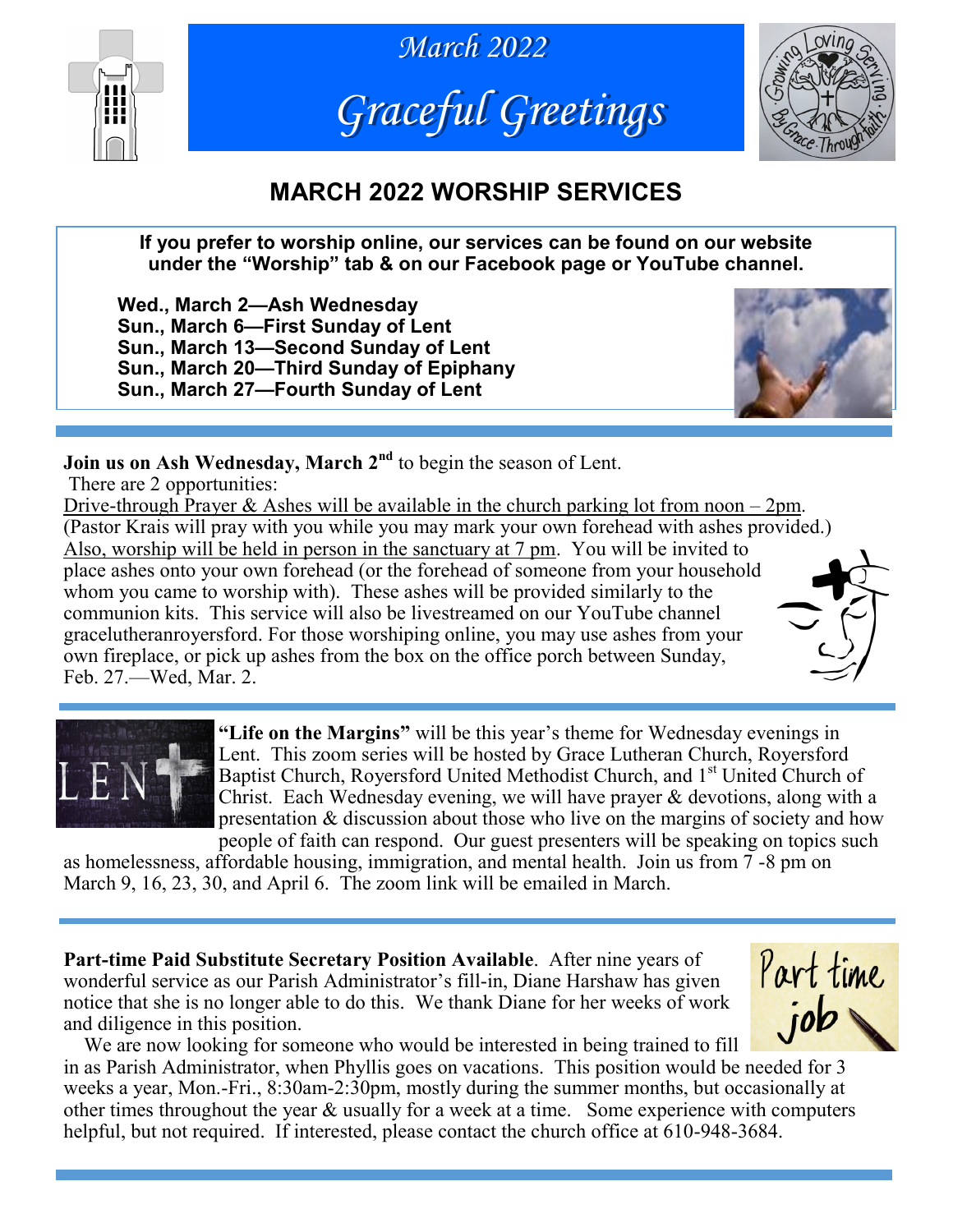*March 2022*

# *Graceful Greetings*

## MARCH 2022 WORSHIP SERVICES

**If you prefer to worship online, our services can be found on our website under the "Worship" tab & on our Facebook page or YouTube channel.**

**Wed., March 2—Ash Wednesday**
**Sun., March 6—First Sunday of Lent**
**Sun., March 13—Second Sunday of Lent**
**Sun., March 20—Third Sunday of Epiphany**
**Sun., March 27—Fourth Sunday of Lent**

**Join us on Ash Wednesday, March 2nd** to begin the season of Lent.
There are 2 opportunities:
Drive-through Prayer & Ashes will be available in the church parking lot from noon – 2pm. (Pastor Krais will pray with you while you may mark your own forehead with ashes provided.) Also, worship will be held in person in the sanctuary at 7 pm. You will be invited to place ashes onto your own forehead (or the forehead of someone from your household whom you came to worship with). These ashes will be provided similarly to the communion kits. This service will also be livestreamed on our YouTube channel gracelutheranroyersford. For those worshiping online, you may use ashes from your own fireplace, or pick up ashes from the box on the office porch between Sunday, Feb. 27.—Wed, Mar. 2.

**"Life on the Margins"** will be this year's theme for Wednesday evenings in Lent. This zoom series will be hosted by Grace Lutheran Church, Royersford Baptist Church, Royersford United Methodist Church, and 1st United Church of Christ. Each Wednesday evening, we will have prayer & devotions, along with a presentation & discussion about those who live on the margins of society and how people of faith can respond. Our guest presenters will be speaking on topics such as homelessness, affordable housing, immigration, and mental health. Join us from 7 -8 pm on March 9, 16, 23, 30, and April 6. The zoom link will be emailed in March.

**Part-time Paid Substitute Secretary Position Available**. After nine years of wonderful service as our Parish Administrator's fill-in, Diane Harshaw has given notice that she is no longer able to do this. We thank Diane for her weeks of work and diligence in this position.

We are now looking for someone who would be interested in being trained to fill in as Parish Administrator, when Phyllis goes on vacations. This position would be needed for 3 weeks a year, Mon.-Fri., 8:30am-2:30pm, mostly during the summer months, but occasionally at other times throughout the year & usually for a week at a time. Some experience with computers helpful, but not required. If interested, please contact the church office at 610-948-3684.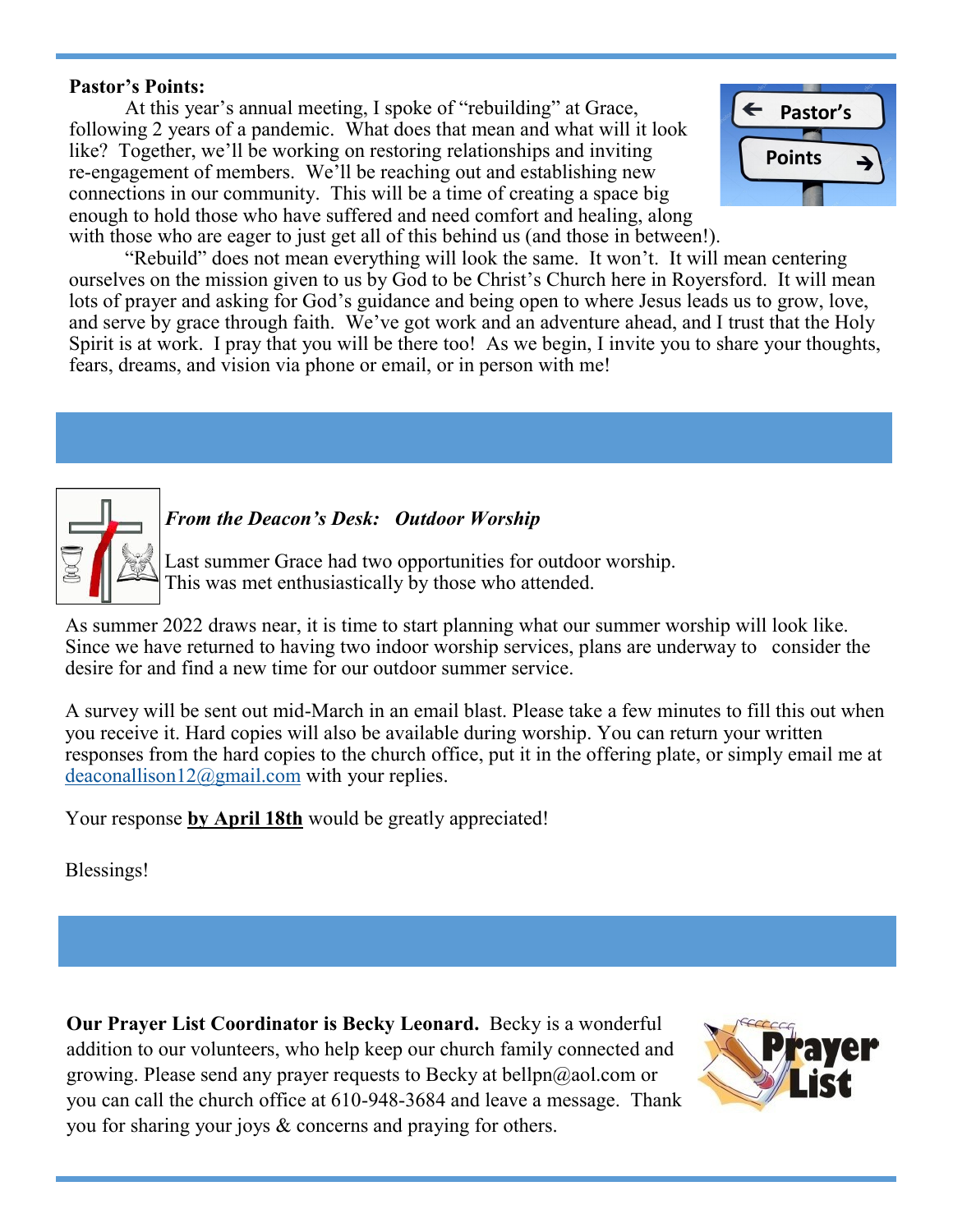**Pastor's Points:**

At this year's annual meeting, I spoke of "rebuilding" at Grace, following 2 years of a pandemic. What does that mean and what will it look like? Together, we'll be working on restoring relationships and inviting re-engagement of members. We'll be reaching out and establishing new connections in our community. This will be a time of creating a space big enough to hold those who have suffered and need comfort and healing, along with those who are eager to just get all of this behind us (and those in between!).

"Rebuild" does not mean everything will look the same. It won't. It will mean centering ourselves on the mission given to us by God to be Christ's Church here in Royersford. It will mean lots of prayer and asking for God's guidance and being open to where Jesus leads us to grow, love, and serve by grace through faith. We've got work and an adventure ahead, and I trust that the Holy Spirit is at work. I pray that you will be there too! As we begin, I invite you to share your thoughts, fears, dreams, and vision via phone or email, or in person with me!

***From the Deacon's Desk: Outdoor Worship***

Last summer Grace had two opportunities for outdoor worship. This was met enthusiastically by those who attended.

As summer 2022 draws near, it is time to start planning what our summer worship will look like. Since we have returned to having two indoor worship services, plans are underway to consider the desire for and find a new time for our outdoor summer service.

A survey will be sent out mid-March in an email blast. Please take a few minutes to fill this out when you receive it. Hard copies will also be available during worship. You can return your written responses from the hard copies to the church office, put it in the offering plate, or simply email me at deaconallison12@gmail.com with your replies.

Your response **by April 18th** would be greatly appreciated!

Blessings!

**Our Prayer List Coordinator is Becky Leonard.** Becky is a wonderful addition to our volunteers, who help keep our church family connected and growing. Please send any prayer requests to Becky at bellpn@aol.com or you can call the church office at 610-948-3684 and leave a message. Thank you for sharing your joys & concerns and praying for others.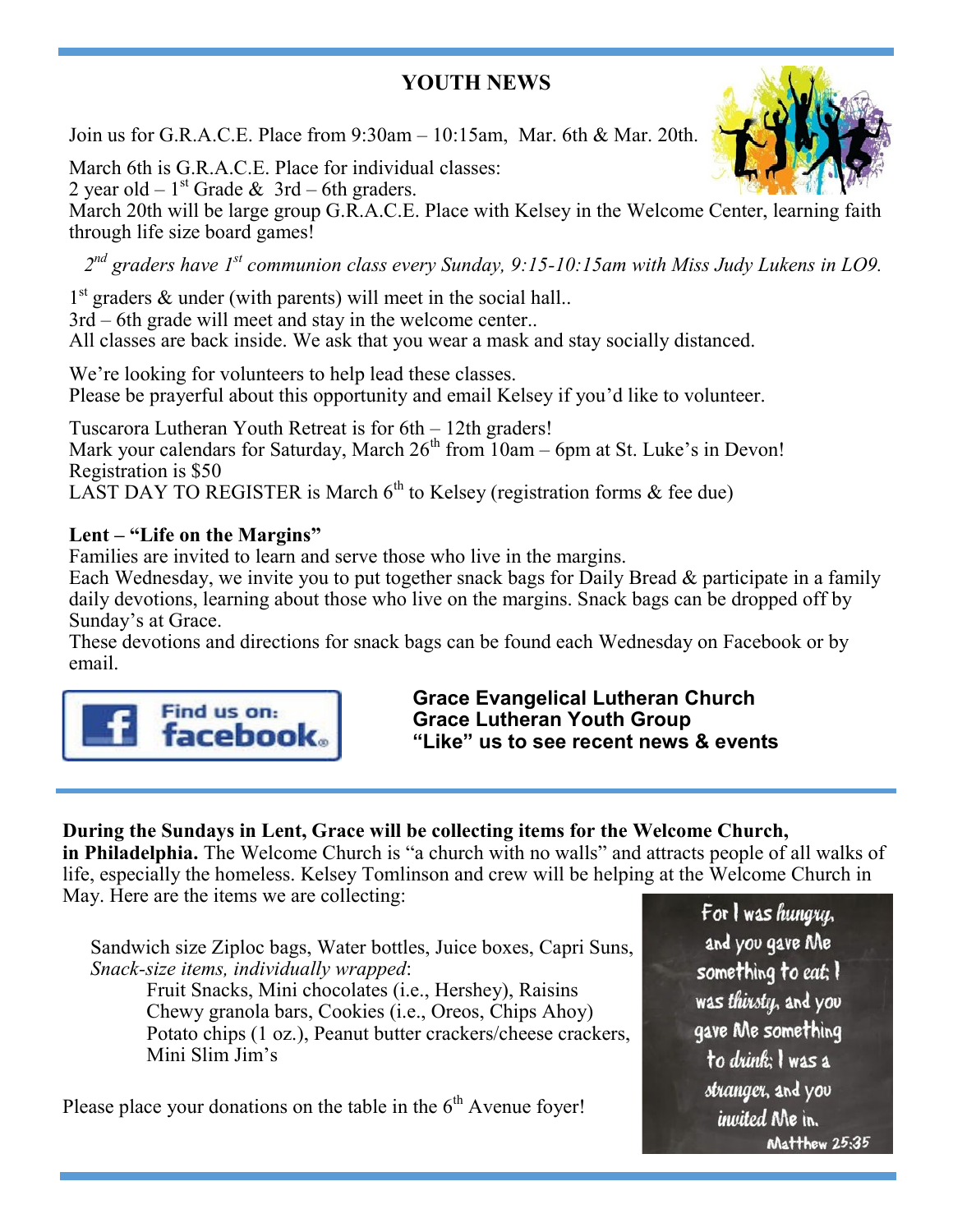## YOUTH NEWS

Join us for G.R.A.C.E. Place from 9:30am – 10:15am, Mar. 6th & Mar. 20th.

March 6th is G.R.A.C.E. Place for individual classes:
2 year old – 1st Grade & 3rd – 6th graders.
March 20th will be large group G.R.A.C.E. Place with Kelsey in the Welcome Center, learning faith through life size board games!

*2nd graders have 1st communion class every Sunday, 9:15-10:15am with Miss Judy Lukens in LO9.*

1st graders & under (with parents) will meet in the social hall..
3rd – 6th grade will meet and stay in the welcome center..
All classes are back inside. We ask that you wear a mask and stay socially distanced.

We're looking for volunteers to help lead these classes.
Please be prayerful about this opportunity and email Kelsey if you'd like to volunteer.

Tuscarora Lutheran Youth Retreat is for 6th – 12th graders!
Mark your calendars for Saturday, March 26th from 10am – 6pm at St. Luke's in Devon!
Registration is $50
LAST DAY TO REGISTER is March 6th to Kelsey (registration forms & fee due)

**Lent – "Life on the Margins"**
Families are invited to learn and serve those who live in the margins.
Each Wednesday, we invite you to put together snack bags for Daily Bread & participate in a family daily devotions, learning about those who live on the margins. Snack bags can be dropped off by Sunday's at Grace.
These devotions and directions for snack bags can be found each Wednesday on Facebook or by email.

Find us on: facebook

**Grace Evangelical Lutheran Church**
**Grace Lutheran Youth Group**
**"Like" us to see recent news & events**

---

**During the Sundays in Lent, Grace will be collecting items for the Welcome Church, in Philadelphia.** The Welcome Church is "a church with no walls" and attracts people of all walks of life, especially the homeless. Kelsey Tomlinson and crew will be helping at the Welcome Church in May. Here are the items we are collecting:

Sandwich size Ziploc bags, Water bottles, Juice boxes, Capri Suns,
*Snack-size items, individually wrapped*:
- Fruit Snacks, Mini chocolates (i.e., Hershey), Raisins
- Chewy granola bars, Cookies (i.e., Oreos, Chips Ahoy)
- Potato chips (1 oz.), Peanut butter crackers/cheese crackers,
- Mini Slim Jim's

Please place your donations on the table in the 6th Avenue foyer!

For I was hungry, and you gave Me something to eat; I was thirsty, and you gave Me something to drink; I was a stranger, and you invited Me in.
Matthew 25:35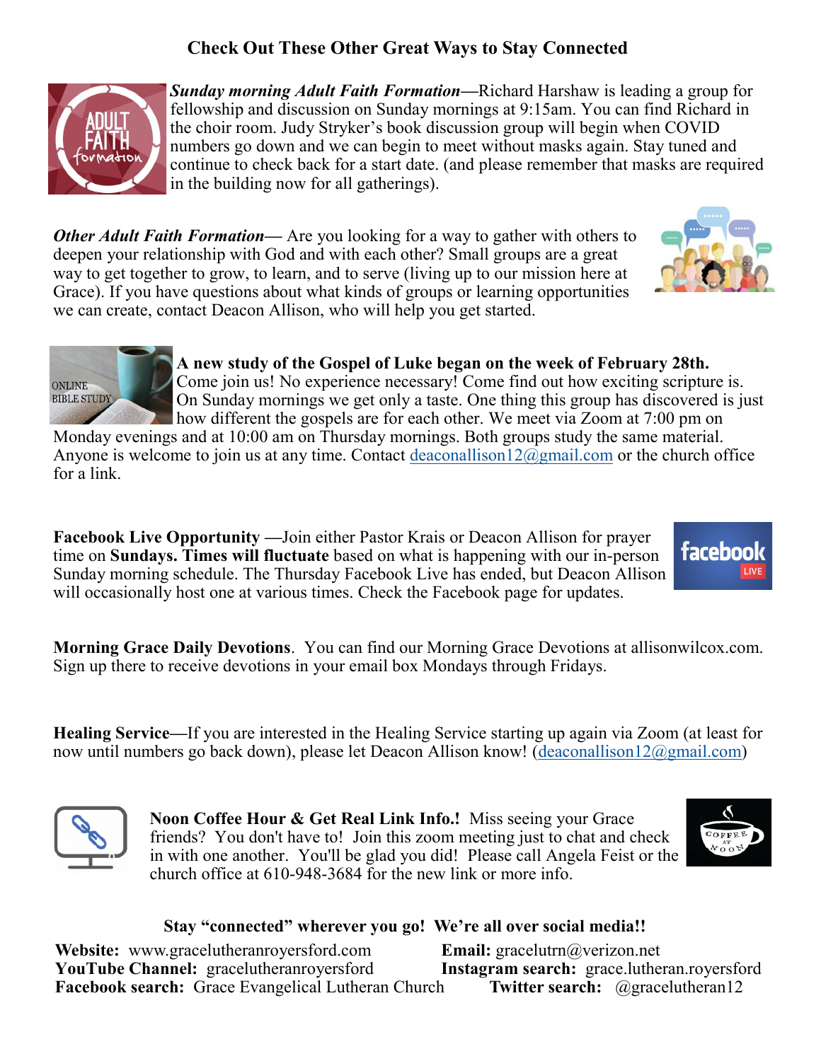## Check Out These Other Great Ways to Stay Connected

***Sunday morning Adult Faith Formation***—Richard Harshaw is leading a group for fellowship and discussion on Sunday mornings at 9:15am. You can find Richard in the choir room. Judy Stryker's book discussion group will begin when COVID numbers go down and we can begin to meet without masks again. Stay tuned and continue to check back for a start date. (and please remember that masks are required in the building now for all gatherings).

***Other Adult Faith Formation***— Are you looking for a way to gather with others to deepen your relationship with God and with each other? Small groups are a great way to get together to grow, to learn, and to serve (living up to our mission here at Grace). If you have questions about what kinds of groups or learning opportunities we can create, contact Deacon Allison, who will help you get started.

**A new study of the Gospel of Luke began on the week of February 28th.** Come join us! No experience necessary! Come find out how exciting scripture is. On Sunday mornings we get only a taste. One thing this group has discovered is just how different the gospels are for each other. We meet via Zoom at 7:00 pm on Monday evenings and at 10:00 am on Thursday mornings. Both groups study the same material. Anyone is welcome to join us at any time. Contact deaconallison12@gmail.com or the church office for a link.

**Facebook Live Opportunity** —Join either Pastor Krais or Deacon Allison for prayer time on **Sundays. Times will fluctuate** based on what is happening with our in-person Sunday morning schedule. The Thursday Facebook Live has ended, but Deacon Allison will occasionally host one at various times. Check the Facebook page for updates.

**Morning Grace Daily Devotions**. You can find our Morning Grace Devotions at allisonwilcox.com. Sign up there to receive devotions in your email box Mondays through Fridays.

**Healing Service**—If you are interested in the Healing Service starting up again via Zoom (at least for now until numbers go back down), please let Deacon Allison know! (deaconallison12@gmail.com)

**Noon Coffee Hour & Get Real Link Info.!** Miss seeing your Grace friends? You don't have to! Join this zoom meeting just to chat and check in with one another. You'll be glad you did! Please call Angela Feist or the church office at 610-948-3684 for the new link or more info.

**Stay "connected" wherever you go! We're all over social media!!**

**Website:** www.gracelutheranroyersford.com
**Email:** gracelutrn@verizon.net
**YouTube Channel:** gracelutheranroyersford
**Instagram search:** grace.lutheran.royersford
**Facebook search:** Grace Evangelical Lutheran Church
**Twitter search:** @gracelutheran12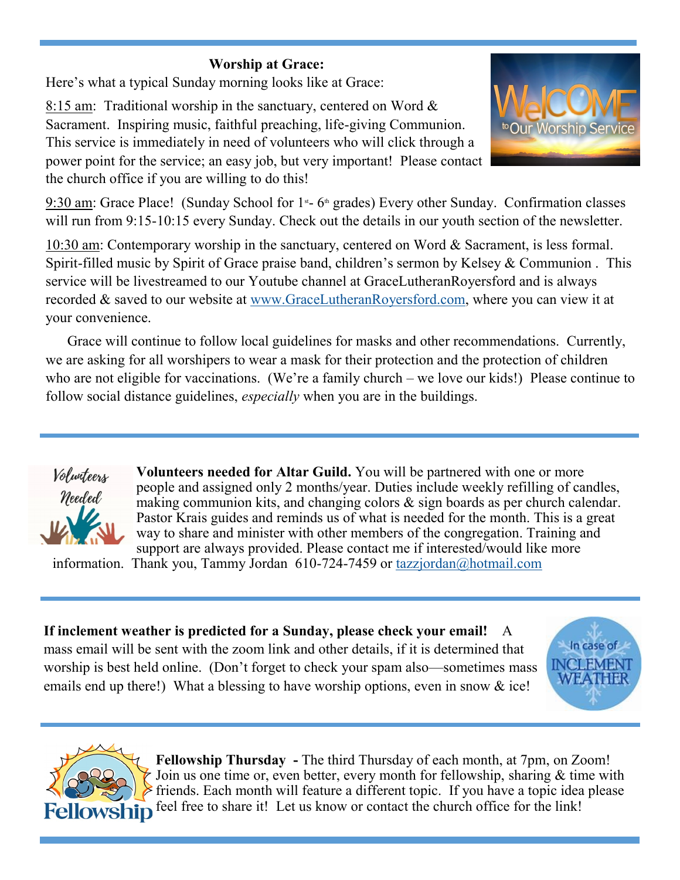## Worship at Grace:

Here's what a typical Sunday morning looks like at Grace:

8:15 am: Traditional worship in the sanctuary, centered on Word & Sacrament. Inspiring music, faithful preaching, life-giving Communion. This service is immediately in need of volunteers who will click through a power point for the service; an easy job, but very important! Please contact the church office if you are willing to do this!

9:30 am: Grace Place! (Sunday School for 1st- 6th grades) Every other Sunday. Confirmation classes will run from 9:15-10:15 every Sunday. Check out the details in our youth section of the newsletter.

10:30 am: Contemporary worship in the sanctuary, centered on Word & Sacrament, is less formal. Spirit-filled music by Spirit of Grace praise band, children's sermon by Kelsey & Communion . This service will be livestreamed to our Youtube channel at GraceLutheranRoyersford and is always recorded & saved to our website at www.GraceLutheranRoyersford.com, where you can view it at your convenience.

Grace will continue to follow local guidelines for masks and other recommendations. Currently, we are asking for all worshipers to wear a mask for their protection and the protection of children who are not eligible for vaccinations. (We're a family church – we love our kids!) Please continue to follow social distance guidelines, *especially* when you are in the buildings.

---

**Volunteers needed for Altar Guild.** You will be partnered with one or more people and assigned only 2 months/year. Duties include weekly refilling of candles, making communion kits, and changing colors & sign boards as per church calendar. Pastor Krais guides and reminds us of what is needed for the month. This is a great way to share and minister with other members of the congregation. Training and support are always provided. Please contact me if interested/would like more information. Thank you, Tammy Jordan 610-724-7459 or tazzjordan@hotmail.com

---

**If inclement weather is predicted for a Sunday, please check your email!** A mass email will be sent with the zoom link and other details, if it is determined that worship is best held online. (Don't forget to check your spam also—sometimes mass emails end up there!) What a blessing to have worship options, even in snow & ice!

---

**Fellowship Thursday -** The third Thursday of each month, at 7pm, on Zoom! Join us one time or, even better, every month for fellowship, sharing & time with friends. Each month will feature a different topic. If you have a topic idea please feel free to share it! Let us know or contact the church office for the link!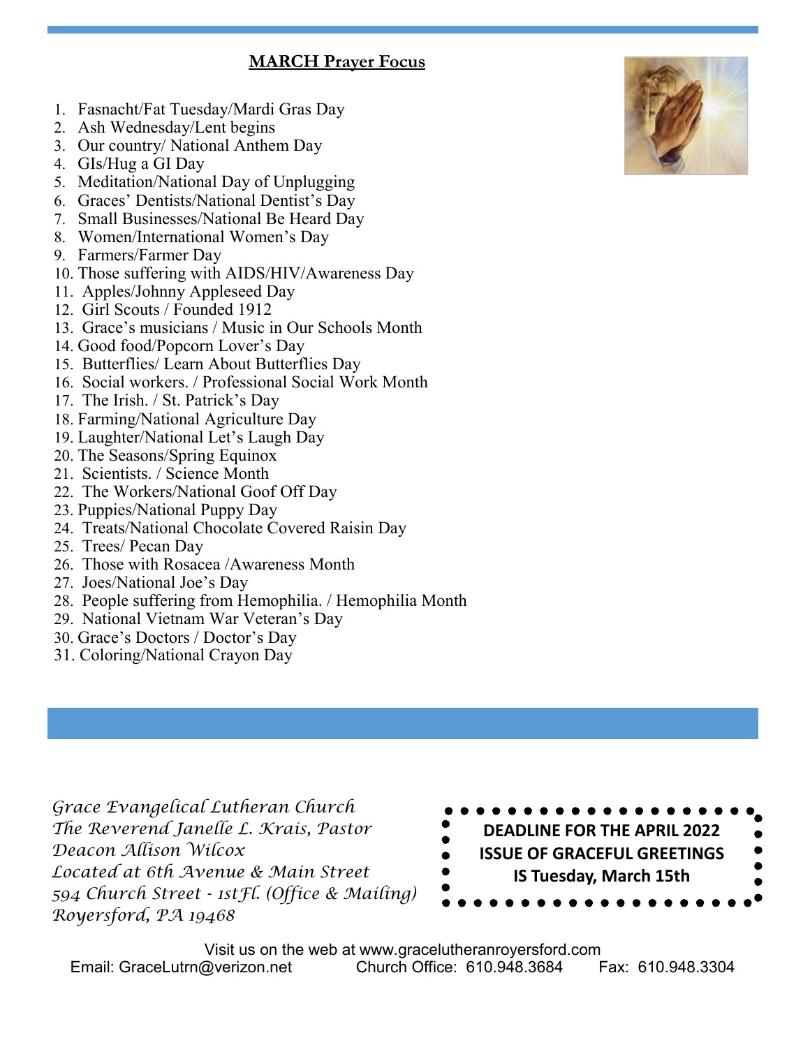## MARCH Prayer Focus

1. Fasnacht/Fat Tuesday/Mardi Gras Day
2. Ash Wednesday/Lent begins
3. Our country/ National Anthem Day
4. GIs/Hug a GI Day
5. Meditation/National Day of Unplugging
6. Graces' Dentists/National Dentist's Day
7. Small Businesses/National Be Heard Day
8. Women/International Women's Day
9. Farmers/Farmer Day
10. Those suffering with AIDS/HIV/Awareness Day
11. Apples/Johnny Appleseed Day
12. Girl Scouts / Founded 1912
13. Grace's musicians / Music in Our Schools Month
14. Good food/Popcorn Lover's Day
15. Butterflies/ Learn About Butterflies Day
16. Social workers. / Professional Social Work Month
17. The Irish. / St. Patrick's Day
18. Farming/National Agriculture Day
19. Laughter/National Let's Laugh Day
20. The Seasons/Spring Equinox
21. Scientists. / Science Month
22. The Workers/National Goof Off Day
23. Puppies/National Puppy Day
24. Treats/National Chocolate Covered Raisin Day
25. Trees/ Pecan Day
26. Those with Rosacea /Awareness Month
27. Joes/National Joe's Day
28. People suffering from Hemophilia. / Hemophilia Month
29. National Vietnam War Veteran's Day
30. Grace's Doctors / Doctor's Day
31. Coloring/National Crayon Day

*Grace Evangelical Lutheran Church*
*The Reverend Janelle L. Krais, Pastor*
*Deacon Allison Wilcox*
*Located at 6th Avenue & Main Street*
*594 Church Street - 1stFl. (Office & Mailing)*
*Royersford, PA 19468*

**DEADLINE FOR THE APRIL 2022 ISSUE OF GRACEFUL GREETINGS IS Tuesday, March 15th**

Visit us on the web at www.gracelutheranroyersford.com
Email: GraceLutrn@verizon.net Church Office: 610.948.3684 Fax: 610.948.3304